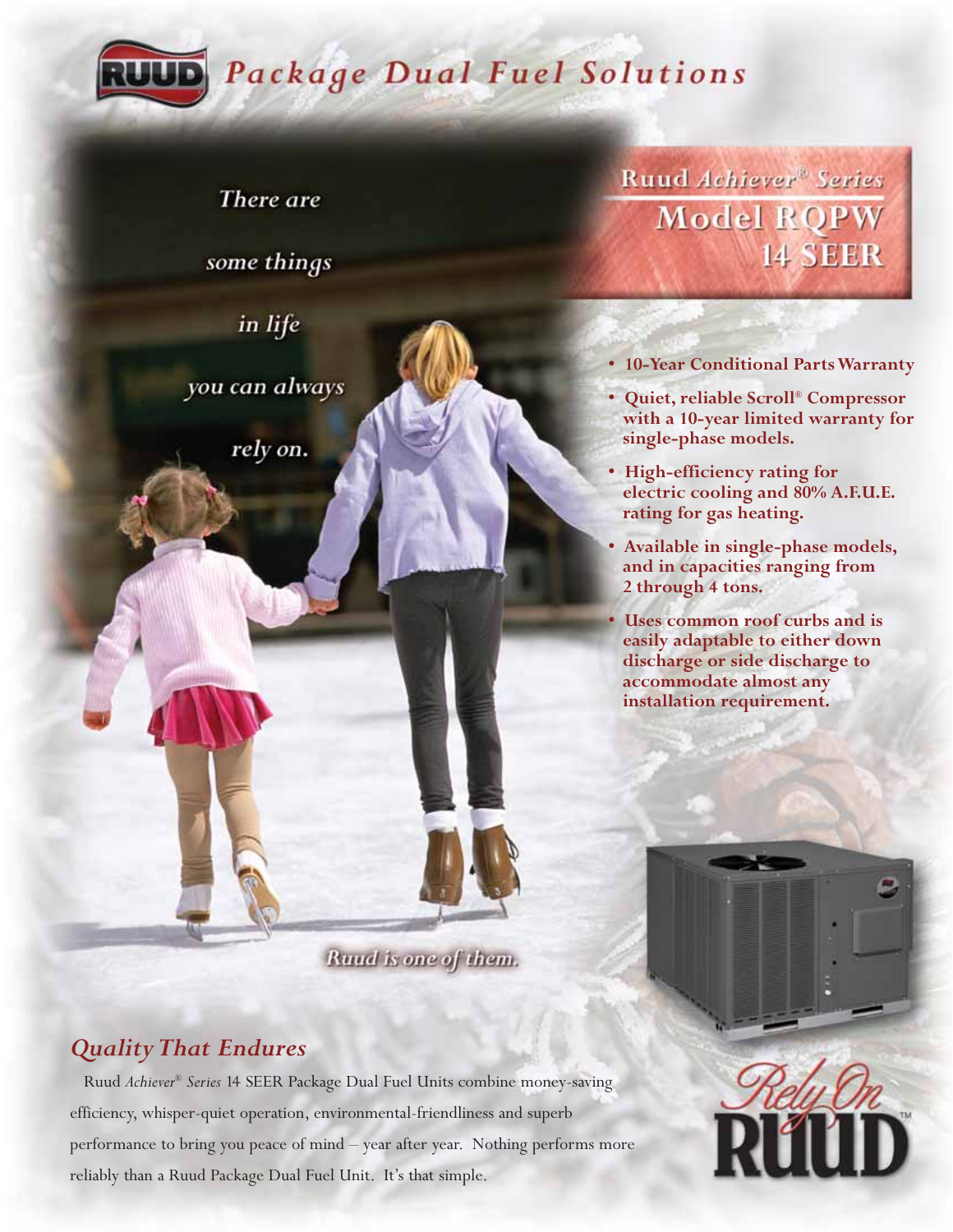# Package Dual Fuel Solutions

*There are some things in life you can always rely on.*

*Ruud is one of them.*

## Ruud *Achiever®* Series Model RQPW 14 SEER

- **10-Year Conditional Parts Warranty**
- **Quiet, reliable Scroll® Compressor with a 10-year limited warranty for single-phase models.**
- **High-efficiency rating for electric cooling and 80% A.F.U.E. rating for gas heating.**
- **Available in single-phase models, and in capacities ranging from 2 through 4 tons.**
- **Uses common roof curbs and is easily adaptable to either down discharge or side discharge to accommodate almost any installation requirement.**

## *Quality That Endures*

Ruud *Achiever® Series* 14 SEER Package Dual Fuel Units combine money-saving efficiency, whisper-quiet operation, environmental-friendliness and superb performance to bring you peace of mind – year after year. Nothing performs more reliably than a Ruud Package Dual Fuel Unit. It's that simple.

*Rely On* RUUD™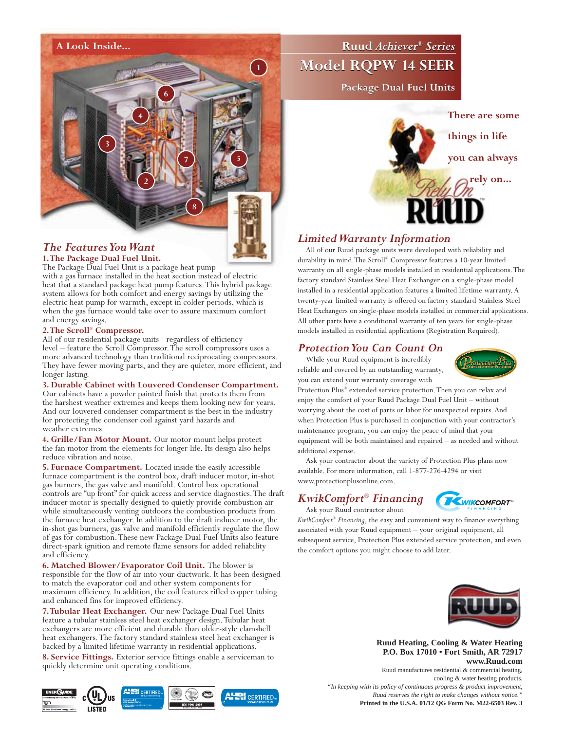A Look Inside...

1 2 3 4 5 6 7 8

# Ruud *Achiever*® *Series*

## Model RQPW 14 SEER

### Package Dual Fuel Units

There are some things in life you can always rely on...

*Rely On* RUUD™

## *The Features You Want*

**1. The Package Dual Fuel Unit.**
The Package Dual Fuel Unit is a package heat pump with a gas furnace installed in the heat section instead of electric heat that a standard package heat pump features. This hybrid package system allows for both comfort and energy savings by utilizing the electric heat pump for warmth, except in colder periods, which is when the gas furnace would take over to assure maximum comfort and energy savings.

**2. The Scroll® Compressor.**
All of our residential package units - regardless of efficiency level – feature the Scroll Compressor. The scroll compressors uses a more advanced technology than traditional reciprocating compressors. They have fewer moving parts, and they are quieter, more efficient, and longer lasting.

**3. Durable Cabinet with Louvered Condenser Compartment.**
Our cabinets have a powder painted finish that protects them from the harshest weather extremes and keeps them looking new for years. And our louvered condenser compartment is the best in the industry for protecting the condenser coil against yard hazards and weather extremes.

**4. Grille/Fan Motor Mount.** Our motor mount helps protect the fan motor from the elements for longer life. Its design also helps reduce vibration and noise.

**5. Furnace Compartment.** Located inside the easily accessible furnace compartment is the control box, draft inducer motor, in-shot gas burners, the gas valve and manifold. Control box operational controls are "up front" for quick access and service diagnostics. The draft inducer motor is specially designed to quietly provide combustion air while simultaneously venting outdoors the combustion products from the furnace heat exchanger. In addition to the draft inducer motor, the in-shot gas burners, gas valve and manifold efficiently regulate the flow of gas for combustion. These new Package Dual Fuel Units also feature direct-spark ignition and remote flame sensors for added reliability and efficiency.

**6. Matched Blower/Evaporator Coil Unit.** The blower is responsible for the flow of air into your ductwork. It has been designed to match the evaporator coil and other system components for maximum efficiency. In addition, the coil features rifled copper tubing and enhanced fins for improved efficiency.

**7. Tubular Heat Exchanger.** Our new Package Dual Fuel Units feature a tubular stainless steel heat exchanger design. Tubular heat exchangers are more efficient and durable than older-style clamshell heat exchangers. The factory standard stainless steel heat exchanger is backed by a limited lifetime warranty in residential applications.

**8. Service Fittings.** Exterior service fittings enable a serviceman to quickly determine unit operating conditions.

## *Limited Warranty Information*

All of our Ruud package units were developed with reliability and durability in mind. The Scroll® Compressor features a 10-year limited warranty on all single-phase models installed in residential applications. The factory standard Stainless Steel Heat Exchanger on a single-phase model installed in a residential application features a limited lifetime warranty. A twenty-year limited warranty is offered on factory standard Stainless Steel Heat Exchangers on single-phase models installed in commercial applications. All other parts have a conditional warranty of ten years for single-phase models installed in residential applications (Registration Required).

## *Protection You Can Count On*

While your Ruud equipment is incredibly reliable and covered by an outstanding warranty, you can extend your warranty coverage with Protection Plus® extended service protection. Then you can relax and enjoy the comfort of your Ruud Package Dual Fuel Unit – without worrying about the cost of parts or labor for unexpected repairs. And when Protection Plus is purchased in conjunction with your contractor's maintenance program, you can enjoy the peace of mind that your equipment will be both maintained and repaired – as needed and without additional expense.

Ask your contractor about the variety of Protection Plus plans now available. For more information, call 1-877-276-4294 or visit www.protectionplusonline.com.

Protection Plus – Extended Service Protection

## *KwikComfort® Financing*

Ask your Ruud contractor about *KwikComfort® Financing*, the easy and convenient way to finance everything associated with your Ruud equipment – your original equipment, all subsequent service, Protection Plus extended service protection, and even the comfort options you might choose to add later.

KWIKCOMFORT™ FINANCING

RUUD

**Ruud Heating, Cooling & Water Heating**
**P.O. Box 17010 • Fort Smith, AR 72917**
**www.Ruud.com**

Ruud manufactures residential & commercial heating, cooling & water heating products.

*"In keeping with its policy of continuous progress & product improvement, Ruud reserves the right to make changes without notice."*

**Printed in the U.S.A. 01/12 QG Form No. M22-6503 Rev. 3**

ENERGY GUIDE · c UL us LISTED · AHRI CERTIFIED · ISO 9001:2008 · AHRI CERTIFIED